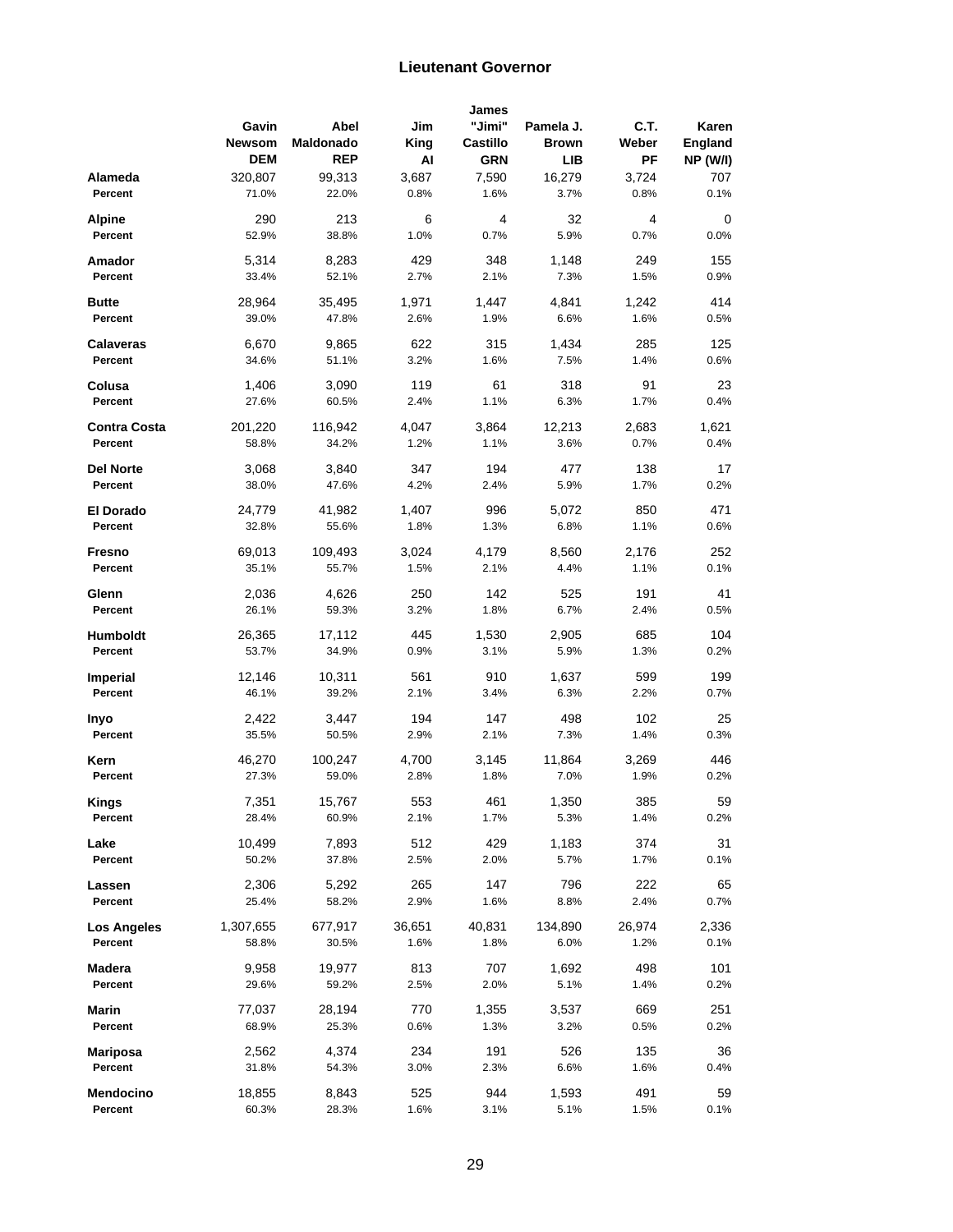## Lieutenant Governor

| | Gavin Newsom DEM | Abel Maldonado REP | Jim King AI | James "Jimi" Castillo GRN | Pamela J. Brown LIB | C.T. Weber PF | Karen England NP (W/I) |
|---|---|---|---|---|---|---|---|
| **Alameda** | 320,807 | 99,313 | 3,687 | 7,590 | 16,279 | 3,724 | 707 |
| Percent | 71.0% | 22.0% | 0.8% | 1.6% | 3.7% | 0.8% | 0.1% |
| **Alpine** | 290 | 213 | 6 | 4 | 32 | 4 | 0 |
| Percent | 52.9% | 38.8% | 1.0% | 0.7% | 5.9% | 0.7% | 0.0% |
| **Amador** | 5,314 | 8,283 | 429 | 348 | 1,148 | 249 | 155 |
| Percent | 33.4% | 52.1% | 2.7% | 2.1% | 7.3% | 1.5% | 0.9% |
| **Butte** | 28,964 | 35,495 | 1,971 | 1,447 | 4,841 | 1,242 | 414 |
| Percent | 39.0% | 47.8% | 2.6% | 1.9% | 6.6% | 1.6% | 0.5% |
| **Calaveras** | 6,670 | 9,865 | 622 | 315 | 1,434 | 285 | 125 |
| Percent | 34.6% | 51.1% | 3.2% | 1.6% | 7.5% | 1.4% | 0.6% |
| **Colusa** | 1,406 | 3,090 | 119 | 61 | 318 | 91 | 23 |
| Percent | 27.6% | 60.5% | 2.4% | 1.1% | 6.3% | 1.7% | 0.4% |
| **Contra Costa** | 201,220 | 116,942 | 4,047 | 3,864 | 12,213 | 2,683 | 1,621 |
| Percent | 58.8% | 34.2% | 1.2% | 1.1% | 3.6% | 0.7% | 0.4% |
| **Del Norte** | 3,068 | 3,840 | 347 | 194 | 477 | 138 | 17 |
| Percent | 38.0% | 47.6% | 4.2% | 2.4% | 5.9% | 1.7% | 0.2% |
| **El Dorado** | 24,779 | 41,982 | 1,407 | 996 | 5,072 | 850 | 471 |
| Percent | 32.8% | 55.6% | 1.8% | 1.3% | 6.8% | 1.1% | 0.6% |
| **Fresno** | 69,013 | 109,493 | 3,024 | 4,179 | 8,560 | 2,176 | 252 |
| Percent | 35.1% | 55.7% | 1.5% | 2.1% | 4.4% | 1.1% | 0.1% |
| **Glenn** | 2,036 | 4,626 | 250 | 142 | 525 | 191 | 41 |
| Percent | 26.1% | 59.3% | 3.2% | 1.8% | 6.7% | 2.4% | 0.5% |
| **Humboldt** | 26,365 | 17,112 | 445 | 1,530 | 2,905 | 685 | 104 |
| Percent | 53.7% | 34.9% | 0.9% | 3.1% | 5.9% | 1.3% | 0.2% |
| **Imperial** | 12,146 | 10,311 | 561 | 910 | 1,637 | 599 | 199 |
| Percent | 46.1% | 39.2% | 2.1% | 3.4% | 6.3% | 2.2% | 0.7% |
| **Inyo** | 2,422 | 3,447 | 194 | 147 | 498 | 102 | 25 |
| Percent | 35.5% | 50.5% | 2.9% | 2.1% | 7.3% | 1.4% | 0.3% |
| **Kern** | 46,270 | 100,247 | 4,700 | 3,145 | 11,864 | 3,269 | 446 |
| Percent | 27.3% | 59.0% | 2.8% | 1.8% | 7.0% | 1.9% | 0.2% |
| **Kings** | 7,351 | 15,767 | 553 | 461 | 1,350 | 385 | 59 |
| Percent | 28.4% | 60.9% | 2.1% | 1.7% | 5.3% | 1.4% | 0.2% |
| **Lake** | 10,499 | 7,893 | 512 | 429 | 1,183 | 374 | 31 |
| Percent | 50.2% | 37.8% | 2.5% | 2.0% | 5.7% | 1.7% | 0.1% |
| **Lassen** | 2,306 | 5,292 | 265 | 147 | 796 | 222 | 65 |
| Percent | 25.4% | 58.2% | 2.9% | 1.6% | 8.8% | 2.4% | 0.7% |
| **Los Angeles** | 1,307,655 | 677,917 | 36,651 | 40,831 | 134,890 | 26,974 | 2,336 |
| Percent | 58.8% | 30.5% | 1.6% | 1.8% | 6.0% | 1.2% | 0.1% |
| **Madera** | 9,958 | 19,977 | 813 | 707 | 1,692 | 498 | 101 |
| Percent | 29.6% | 59.2% | 2.5% | 2.0% | 5.1% | 1.4% | 0.2% |
| **Marin** | 77,037 | 28,194 | 770 | 1,355 | 3,537 | 669 | 251 |
| Percent | 68.9% | 25.3% | 0.6% | 1.3% | 3.2% | 0.5% | 0.2% |
| **Mariposa** | 2,562 | 4,374 | 234 | 191 | 526 | 135 | 36 |
| Percent | 31.8% | 54.3% | 3.0% | 2.3% | 6.6% | 1.6% | 0.4% |
| **Mendocino** | 18,855 | 8,843 | 525 | 944 | 1,593 | 491 | 59 |
| Percent | 60.3% | 28.3% | 1.6% | 3.1% | 5.1% | 1.5% | 0.1% |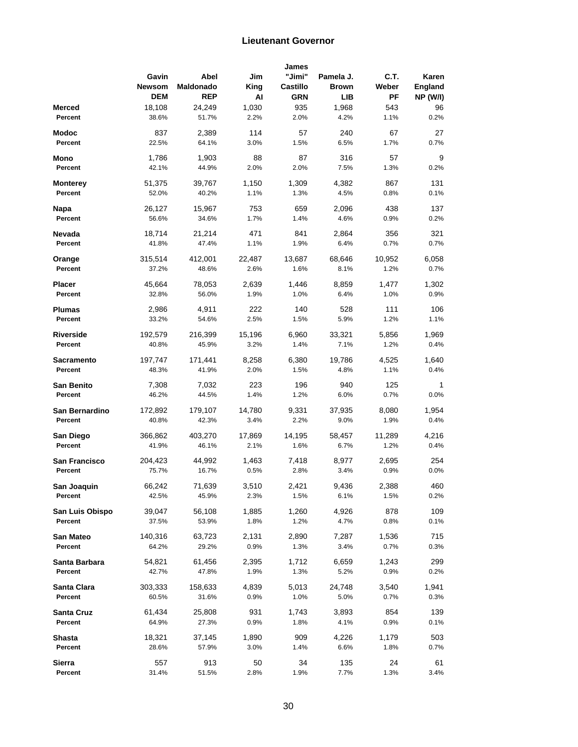## Lieutenant Governor

| | Gavin Newsom DEM | Abel Maldonado REP | Jim King AI | James "Jimi" Castillo GRN | Pamela J. Brown LIB | C.T. Weber PF | Karen England NP (W/I) |
|---|---|---|---|---|---|---|---|
| **Merced** | 18,108 | 24,249 | 1,030 | 935 | 1,968 | 543 | 96 |
| **Percent** | 38.6% | 51.7% | 2.2% | 2.0% | 4.2% | 1.1% | 0.2% |
| **Modoc** | 837 | 2,389 | 114 | 57 | 240 | 67 | 27 |
| **Percent** | 22.5% | 64.1% | 3.0% | 1.5% | 6.5% | 1.7% | 0.7% |
| **Mono** | 1,786 | 1,903 | 88 | 87 | 316 | 57 | 9 |
| **Percent** | 42.1% | 44.9% | 2.0% | 2.0% | 7.5% | 1.3% | 0.2% |
| **Monterey** | 51,375 | 39,767 | 1,150 | 1,309 | 4,382 | 867 | 131 |
| **Percent** | 52.0% | 40.2% | 1.1% | 1.3% | 4.5% | 0.8% | 0.1% |
| **Napa** | 26,127 | 15,967 | 753 | 659 | 2,096 | 438 | 137 |
| **Percent** | 56.6% | 34.6% | 1.7% | 1.4% | 4.6% | 0.9% | 0.2% |
| **Nevada** | 18,714 | 21,214 | 471 | 841 | 2,864 | 356 | 321 |
| **Percent** | 41.8% | 47.4% | 1.1% | 1.9% | 6.4% | 0.7% | 0.7% |
| **Orange** | 315,514 | 412,001 | 22,487 | 13,687 | 68,646 | 10,952 | 6,058 |
| **Percent** | 37.2% | 48.6% | 2.6% | 1.6% | 8.1% | 1.2% | 0.7% |
| **Placer** | 45,664 | 78,053 | 2,639 | 1,446 | 8,859 | 1,477 | 1,302 |
| **Percent** | 32.8% | 56.0% | 1.9% | 1.0% | 6.4% | 1.0% | 0.9% |
| **Plumas** | 2,986 | 4,911 | 222 | 140 | 528 | 111 | 106 |
| **Percent** | 33.2% | 54.6% | 2.5% | 1.5% | 5.9% | 1.2% | 1.1% |
| **Riverside** | 192,579 | 216,399 | 15,196 | 6,960 | 33,321 | 5,856 | 1,969 |
| **Percent** | 40.8% | 45.9% | 3.2% | 1.4% | 7.1% | 1.2% | 0.4% |
| **Sacramento** | 197,747 | 171,441 | 8,258 | 6,380 | 19,786 | 4,525 | 1,640 |
| **Percent** | 48.3% | 41.9% | 2.0% | 1.5% | 4.8% | 1.1% | 0.4% |
| **San Benito** | 7,308 | 7,032 | 223 | 196 | 940 | 125 | 1 |
| **Percent** | 46.2% | 44.5% | 1.4% | 1.2% | 6.0% | 0.7% | 0.0% |
| **San Bernardino** | 172,892 | 179,107 | 14,780 | 9,331 | 37,935 | 8,080 | 1,954 |
| **Percent** | 40.8% | 42.3% | 3.4% | 2.2% | 9.0% | 1.9% | 0.4% |
| **San Diego** | 366,862 | 403,270 | 17,869 | 14,195 | 58,457 | 11,289 | 4,216 |
| **Percent** | 41.9% | 46.1% | 2.1% | 1.6% | 6.7% | 1.2% | 0.4% |
| **San Francisco** | 204,423 | 44,992 | 1,463 | 7,418 | 8,977 | 2,695 | 254 |
| **Percent** | 75.7% | 16.7% | 0.5% | 2.8% | 3.4% | 0.9% | 0.0% |
| **San Joaquin** | 66,242 | 71,639 | 3,510 | 2,421 | 9,436 | 2,388 | 460 |
| **Percent** | 42.5% | 45.9% | 2.3% | 1.5% | 6.1% | 1.5% | 0.2% |
| **San Luis Obispo** | 39,047 | 56,108 | 1,885 | 1,260 | 4,926 | 878 | 109 |
| **Percent** | 37.5% | 53.9% | 1.8% | 1.2% | 4.7% | 0.8% | 0.1% |
| **San Mateo** | 140,316 | 63,723 | 2,131 | 2,890 | 7,287 | 1,536 | 715 |
| **Percent** | 64.2% | 29.2% | 0.9% | 1.3% | 3.4% | 0.7% | 0.3% |
| **Santa Barbara** | 54,821 | 61,456 | 2,395 | 1,712 | 6,659 | 1,243 | 299 |
| **Percent** | 42.7% | 47.8% | 1.9% | 1.3% | 5.2% | 0.9% | 0.2% |
| **Santa Clara** | 303,333 | 158,633 | 4,839 | 5,013 | 24,748 | 3,540 | 1,941 |
| **Percent** | 60.5% | 31.6% | 0.9% | 1.0% | 5.0% | 0.7% | 0.3% |
| **Santa Cruz** | 61,434 | 25,808 | 931 | 1,743 | 3,893 | 854 | 139 |
| **Percent** | 64.9% | 27.3% | 0.9% | 1.8% | 4.1% | 0.9% | 0.1% |
| **Shasta** | 18,321 | 37,145 | 1,890 | 909 | 4,226 | 1,179 | 503 |
| **Percent** | 28.6% | 57.9% | 3.0% | 1.4% | 6.6% | 1.8% | 0.7% |
| **Sierra** | 557 | 913 | 50 | 34 | 135 | 24 | 61 |
| **Percent** | 31.4% | 51.5% | 2.8% | 1.9% | 7.7% | 1.3% | 3.4% |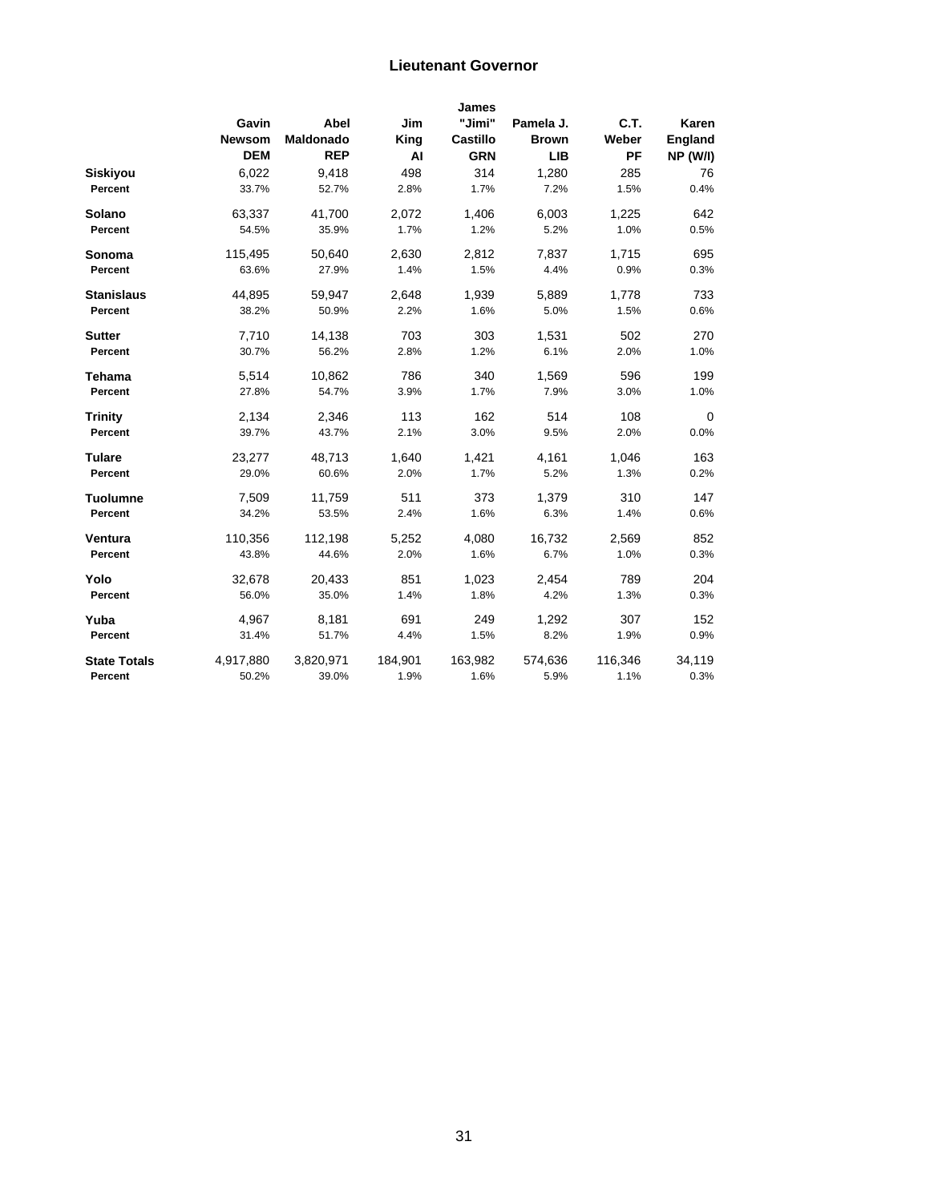## Lieutenant Governor

| | Gavin Newsom DEM | Abel Maldonado REP | Jim King AI | James "Jimi" Castillo GRN | Pamela J. Brown LIB | C.T. Weber PF | Karen England NP (W/I) |
|---|---|---|---|---|---|---|---|
| **Siskiyou** | 6,022 | 9,418 | 498 | 314 | 1,280 | 285 | 76 |
| **Percent** | 33.7% | 52.7% | 2.8% | 1.7% | 7.2% | 1.5% | 0.4% |
| **Solano** | 63,337 | 41,700 | 2,072 | 1,406 | 6,003 | 1,225 | 642 |
| **Percent** | 54.5% | 35.9% | 1.7% | 1.2% | 5.2% | 1.0% | 0.5% |
| **Sonoma** | 115,495 | 50,640 | 2,630 | 2,812 | 7,837 | 1,715 | 695 |
| **Percent** | 63.6% | 27.9% | 1.4% | 1.5% | 4.4% | 0.9% | 0.3% |
| **Stanislaus** | 44,895 | 59,947 | 2,648 | 1,939 | 5,889 | 1,778 | 733 |
| **Percent** | 38.2% | 50.9% | 2.2% | 1.6% | 5.0% | 1.5% | 0.6% |
| **Sutter** | 7,710 | 14,138 | 703 | 303 | 1,531 | 502 | 270 |
| **Percent** | 30.7% | 56.2% | 2.8% | 1.2% | 6.1% | 2.0% | 1.0% |
| **Tehama** | 5,514 | 10,862 | 786 | 340 | 1,569 | 596 | 199 |
| **Percent** | 27.8% | 54.7% | 3.9% | 1.7% | 7.9% | 3.0% | 1.0% |
| **Trinity** | 2,134 | 2,346 | 113 | 162 | 514 | 108 | 0 |
| **Percent** | 39.7% | 43.7% | 2.1% | 3.0% | 9.5% | 2.0% | 0.0% |
| **Tulare** | 23,277 | 48,713 | 1,640 | 1,421 | 4,161 | 1,046 | 163 |
| **Percent** | 29.0% | 60.6% | 2.0% | 1.7% | 5.2% | 1.3% | 0.2% |
| **Tuolumne** | 7,509 | 11,759 | 511 | 373 | 1,379 | 310 | 147 |
| **Percent** | 34.2% | 53.5% | 2.4% | 1.6% | 6.3% | 1.4% | 0.6% |
| **Ventura** | 110,356 | 112,198 | 5,252 | 4,080 | 16,732 | 2,569 | 852 |
| **Percent** | 43.8% | 44.6% | 2.0% | 1.6% | 6.7% | 1.0% | 0.3% |
| **Yolo** | 32,678 | 20,433 | 851 | 1,023 | 2,454 | 789 | 204 |
| **Percent** | 56.0% | 35.0% | 1.4% | 1.8% | 4.2% | 1.3% | 0.3% |
| **Yuba** | 4,967 | 8,181 | 691 | 249 | 1,292 | 307 | 152 |
| **Percent** | 31.4% | 51.7% | 4.4% | 1.5% | 8.2% | 1.9% | 0.9% |
| **State Totals** | 4,917,880 | 3,820,971 | 184,901 | 163,982 | 574,636 | 116,346 | 34,119 |
| **Percent** | 50.2% | 39.0% | 1.9% | 1.6% | 5.9% | 1.1% | 0.3% |